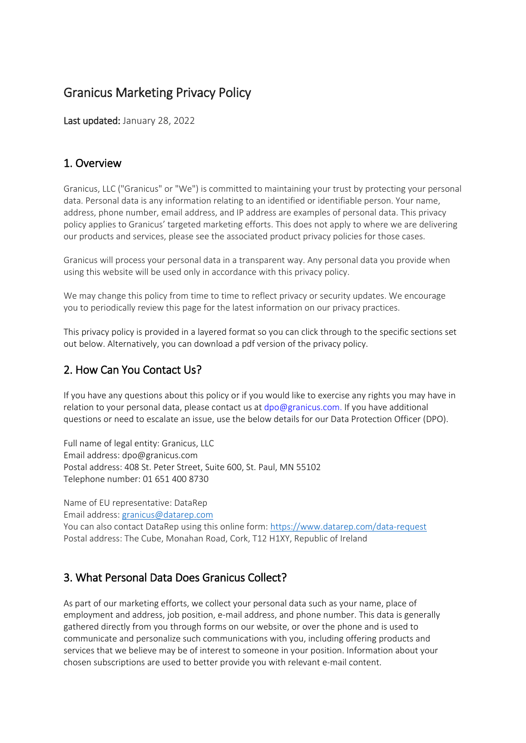# Granicus Marketing Privacy Policy

**Last updated:** January 28, 2022

## 1. Overview

Granicus, LLC ("Granicus" or "We") is committed to maintaining your trust by protecting your personal data. Personal data is any information relating to an identified or identifiable person. Your name, address, phone number, email address, and IP address are examples of personal data. This privacy policy applies to Granicus' targeted marketing efforts. This does not apply to where we are delivering our products and services, please see the associated product privacy policies for those cases.

Granicus will process your personal data in a transparent way. Any personal data you provide when using this website will be used only in accordance with this privacy policy.

We may change this policy from time to time to reflect privacy or security updates. We encourage you to periodically review this page for the latest information on our privacy practices.

This privacy policy is provided in a layered format so you can click through to the specific sections set out below. Alternatively, you can download a pdf version of the privacy policy.

## 2. How Can You Contact Us?

If you have any questions about this policy or if you would like to exercise any rights you may have in relation to your personal data, please contact us at dpo@granicus.com. If you have additional questions or need to escalate an issue, use the below details for our Data Protection Officer (DPO).

Full name of legal entity: Granicus, LLC
Email address: dpo@granicus.com
Postal address: 408 St. Peter Street, Suite 600, St. Paul, MN 55102
Telephone number: 01 651 400 8730

Name of EU representative: DataRep
Email address: granicus@datarep.com
You can also contact DataRep using this online form: https://www.datarep.com/data-request
Postal address: The Cube, Monahan Road, Cork, T12 H1XY, Republic of Ireland

## 3. What Personal Data Does Granicus Collect?

As part of our marketing efforts, we collect your personal data such as your name, place of employment and address, job position, e-mail address, and phone number. This data is generally gathered directly from you through forms on our website, or over the phone and is used to communicate and personalize such communications with you, including offering products and services that we believe may be of interest to someone in your position. Information about your chosen subscriptions are used to better provide you with relevant e-mail content.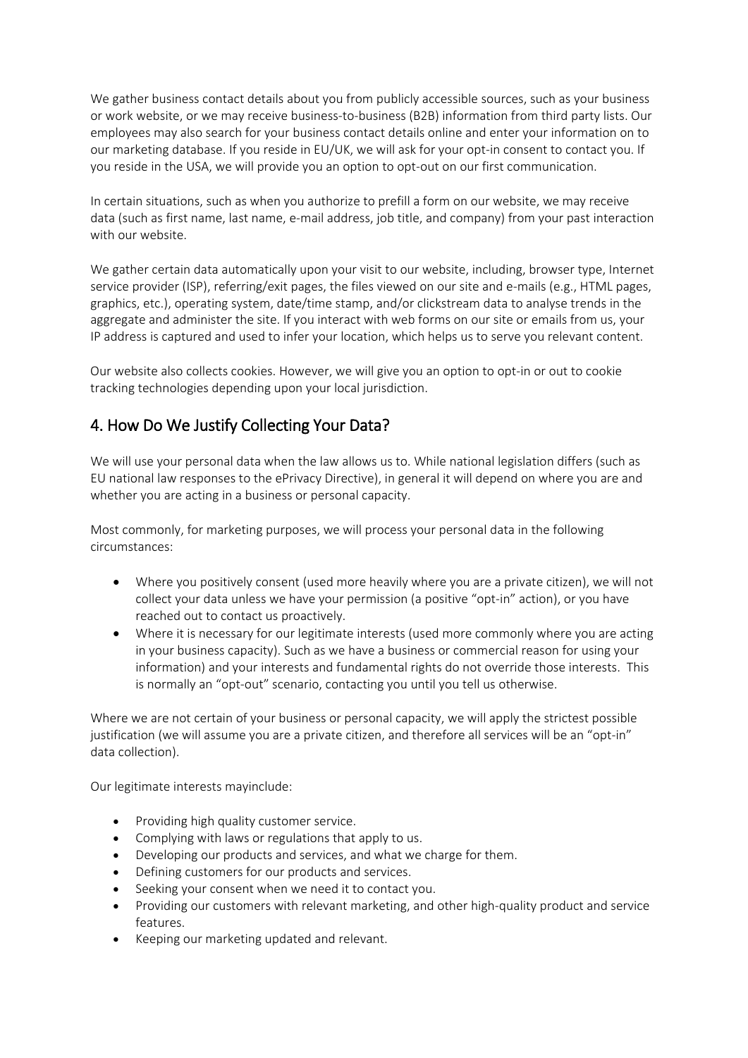We gather business contact details about you from publicly accessible sources, such as your business or work website, or we may receive business-to-business (B2B) information from third party lists. Our employees may also search for your business contact details online and enter your information on to our marketing database. If you reside in EU/UK, we will ask for your opt-in consent to contact you. If you reside in the USA, we will provide you an option to opt-out on our first communication.

In certain situations, such as when you authorize to prefill a form on our website, we may receive data (such as first name, last name, e-mail address, job title, and company) from your past interaction with our website.

We gather certain data automatically upon your visit to our website, including, browser type, Internet service provider (ISP), referring/exit pages, the files viewed on our site and e-mails (e.g., HTML pages, graphics, etc.), operating system, date/time stamp, and/or clickstream data to analyse trends in the aggregate and administer the site. If you interact with web forms on our site or emails from us, your IP address is captured and used to infer your location, which helps us to serve you relevant content.

Our website also collects cookies. However, we will give you an option to opt-in or out to cookie tracking technologies depending upon your local jurisdiction.

## 4. How Do We Justify Collecting Your Data?

We will use your personal data when the law allows us to. While national legislation differs (such as EU national law responses to the ePrivacy Directive), in general it will depend on where you are and whether you are acting in a business or personal capacity.

Most commonly, for marketing purposes, we will process your personal data in the following circumstances:

- Where you positively consent (used more heavily where you are a private citizen), we will not collect your data unless we have your permission (a positive "opt-in" action), or you have reached out to contact us proactively.
- Where it is necessary for our legitimate interests (used more commonly where you are acting in your business capacity). Such as we have a business or commercial reason for using your information) and your interests and fundamental rights do not override those interests. This is normally an "opt-out" scenario, contacting you until you tell us otherwise.

Where we are not certain of your business or personal capacity, we will apply the strictest possible justification (we will assume you are a private citizen, and therefore all services will be an "opt-in" data collection).

Our legitimate interests mayinclude:

- Providing high quality customer service.
- Complying with laws or regulations that apply to us.
- Developing our products and services, and what we charge for them.
- Defining customers for our products and services.
- Seeking your consent when we need it to contact you.
- Providing our customers with relevant marketing, and other high-quality product and service features.
- Keeping our marketing updated and relevant.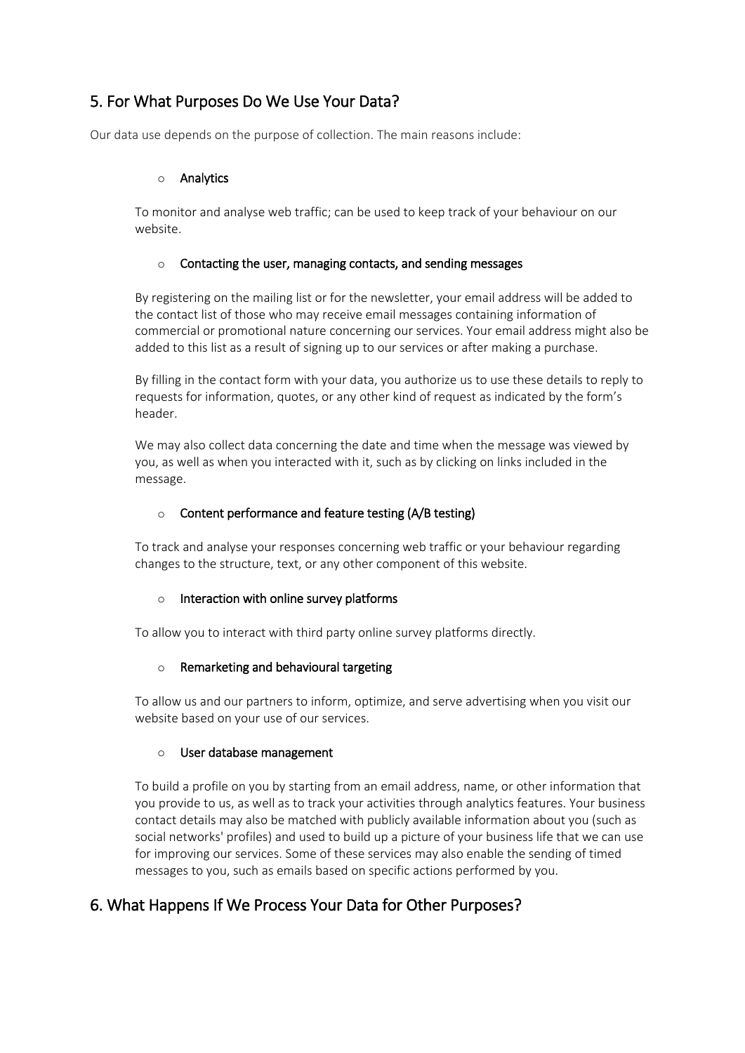## 5. For What Purposes Do We Use Your Data?

Our data use depends on the purpose of collection. The main reasons include:

- Analytics

  To monitor and analyse web traffic; can be used to keep track of your behaviour on our website.

- Contacting the user, managing contacts, and sending messages

  By registering on the mailing list or for the newsletter, your email address will be added to the contact list of those who may receive email messages containing information of commercial or promotional nature concerning our services. Your email address might also be added to this list as a result of signing up to our services or after making a purchase.

  By filling in the contact form with your data, you authorize us to use these details to reply to requests for information, quotes, or any other kind of request as indicated by the form's header.

  We may also collect data concerning the date and time when the message was viewed by you, as well as when you interacted with it, such as by clicking on links included in the message.

- Content performance and feature testing (A/B testing)

  To track and analyse your responses concerning web traffic or your behaviour regarding changes to the structure, text, or any other component of this website.

- Interaction with online survey platforms

  To allow you to interact with third party online survey platforms directly.

- Remarketing and behavioural targeting

  To allow us and our partners to inform, optimize, and serve advertising when you visit our website based on your use of our services.

- User database management

  To build a profile on you by starting from an email address, name, or other information that you provide to us, as well as to track your activities through analytics features. Your business contact details may also be matched with publicly available information about you (such as social networks' profiles) and used to build up a picture of your business life that we can use for improving our services. Some of these services may also enable the sending of timed messages to you, such as emails based on specific actions performed by you.

## 6. What Happens If We Process Your Data for Other Purposes?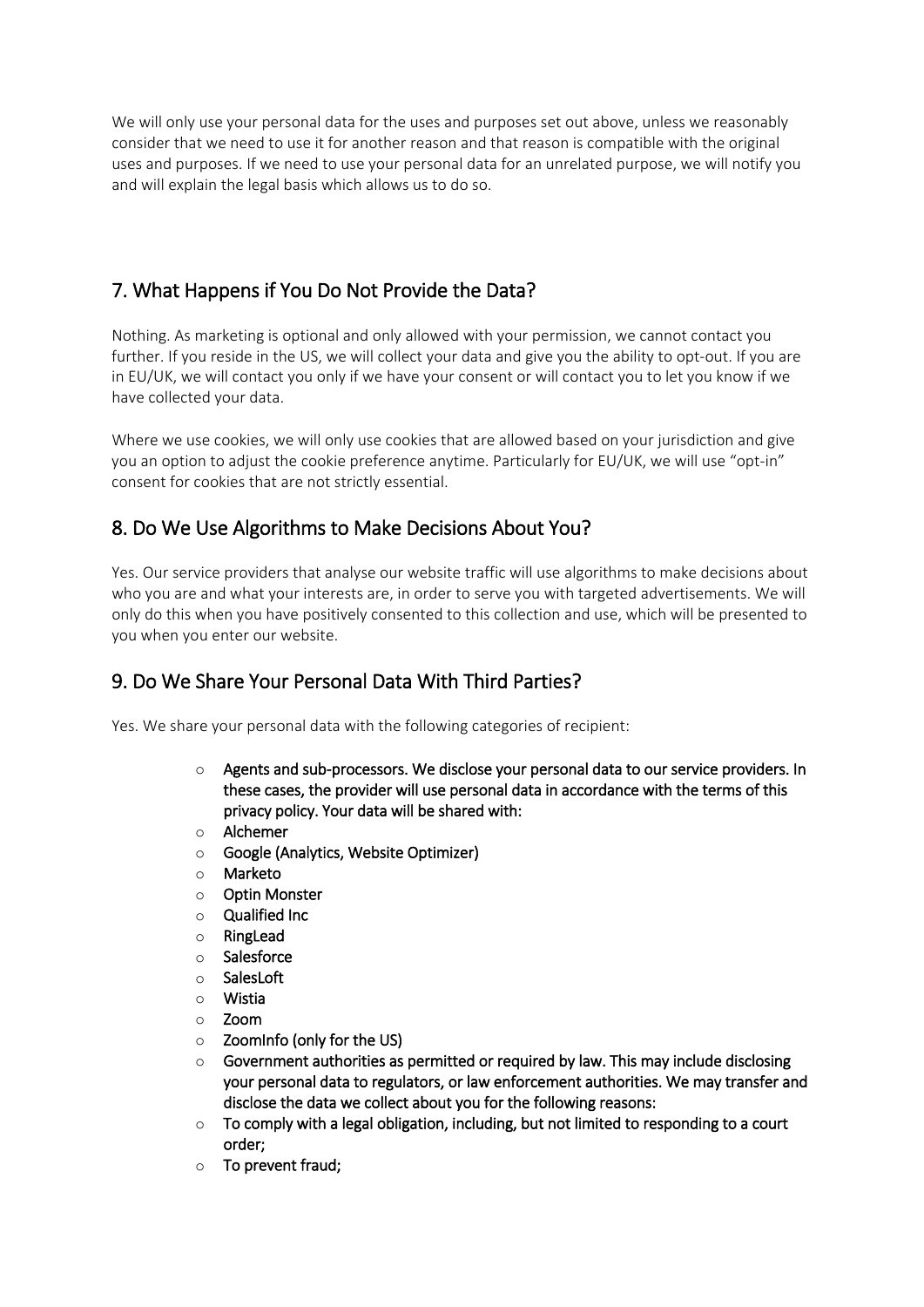We will only use your personal data for the uses and purposes set out above, unless we reasonably consider that we need to use it for another reason and that reason is compatible with the original uses and purposes. If we need to use your personal data for an unrelated purpose, we will notify you and will explain the legal basis which allows us to do so.

## 7. What Happens if You Do Not Provide the Data?

Nothing. As marketing is optional and only allowed with your permission, we cannot contact you further. If you reside in the US, we will collect your data and give you the ability to opt-out. If you are in EU/UK, we will contact you only if we have your consent or will contact you to let you know if we have collected your data.

Where we use cookies, we will only use cookies that are allowed based on your jurisdiction and give you an option to adjust the cookie preference anytime. Particularly for EU/UK, we will use "opt-in" consent for cookies that are not strictly essential.

## 8. Do We Use Algorithms to Make Decisions About You?

Yes. Our service providers that analyse our website traffic will use algorithms to make decisions about who you are and what your interests are, in order to serve you with targeted advertisements. We will only do this when you have positively consented to this collection and use, which will be presented to you when you enter our website.

## 9. Do We Share Your Personal Data With Third Parties?

Yes. We share your personal data with the following categories of recipient:

- Agents and sub-processors. We disclose your personal data to our service providers. In these cases, the provider will use personal data in accordance with the terms of this privacy policy. Your data will be shared with:
- Alchemer
- Google (Analytics, Website Optimizer)
- Marketo
- Optin Monster
- Qualified Inc
- RingLead
- Salesforce
- SalesLoft
- Wistia
- Zoom
- ZoomInfo (only for the US)
- Government authorities as permitted or required by law. This may include disclosing your personal data to regulators, or law enforcement authorities. We may transfer and disclose the data we collect about you for the following reasons:
- To comply with a legal obligation, including, but not limited to responding to a court order;
- To prevent fraud;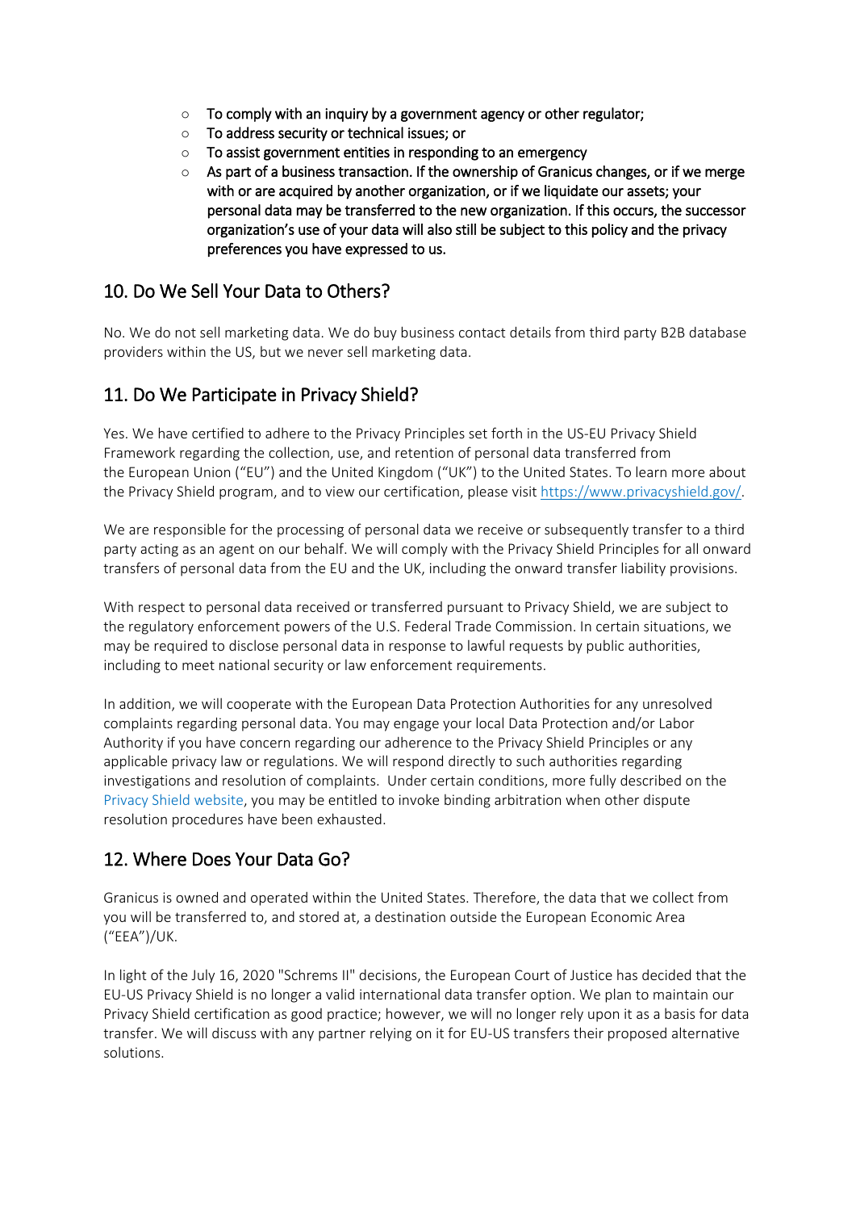- To comply with an inquiry by a government agency or other regulator;
- To address security or technical issues; or
- To assist government entities in responding to an emergency
- As part of a business transaction. If the ownership of Granicus changes, or if we merge with or are acquired by another organization, or if we liquidate our assets; your personal data may be transferred to the new organization. If this occurs, the successor organization's use of your data will also still be subject to this policy and the privacy preferences you have expressed to us.

## 10. Do We Sell Your Data to Others?

No. We do not sell marketing data. We do buy business contact details from third party B2B database providers within the US, but we never sell marketing data.

## 11. Do We Participate in Privacy Shield?

Yes. We have certified to adhere to the Privacy Principles set forth in the US-EU Privacy Shield Framework regarding the collection, use, and retention of personal data transferred from the European Union ("EU") and the United Kingdom ("UK") to the United States. To learn more about the Privacy Shield program, and to view our certification, please visit [https://www.privacyshield.gov/](https://www.privacyshield.gov/).

We are responsible for the processing of personal data we receive or subsequently transfer to a third party acting as an agent on our behalf. We will comply with the Privacy Shield Principles for all onward transfers of personal data from the EU and the UK, including the onward transfer liability provisions.

With respect to personal data received or transferred pursuant to Privacy Shield, we are subject to the regulatory enforcement powers of the U.S. Federal Trade Commission. In certain situations, we may be required to disclose personal data in response to lawful requests by public authorities, including to meet national security or law enforcement requirements.

In addition, we will cooperate with the European Data Protection Authorities for any unresolved complaints regarding personal data. You may engage your local Data Protection and/or Labor Authority if you have concern regarding our adherence to the Privacy Shield Principles or any applicable privacy law or regulations. We will respond directly to such authorities regarding investigations and resolution of complaints. Under certain conditions, more fully described on the Privacy Shield website, you may be entitled to invoke binding arbitration when other dispute resolution procedures have been exhausted.

## 12. Where Does Your Data Go?

Granicus is owned and operated within the United States. Therefore, the data that we collect from you will be transferred to, and stored at, a destination outside the European Economic Area ("EEA")/UK.

In light of the July 16, 2020 "Schrems II" decisions, the European Court of Justice has decided that the EU-US Privacy Shield is no longer a valid international data transfer option. We plan to maintain our Privacy Shield certification as good practice; however, we will no longer rely upon it as a basis for data transfer. We will discuss with any partner relying on it for EU-US transfers their proposed alternative solutions.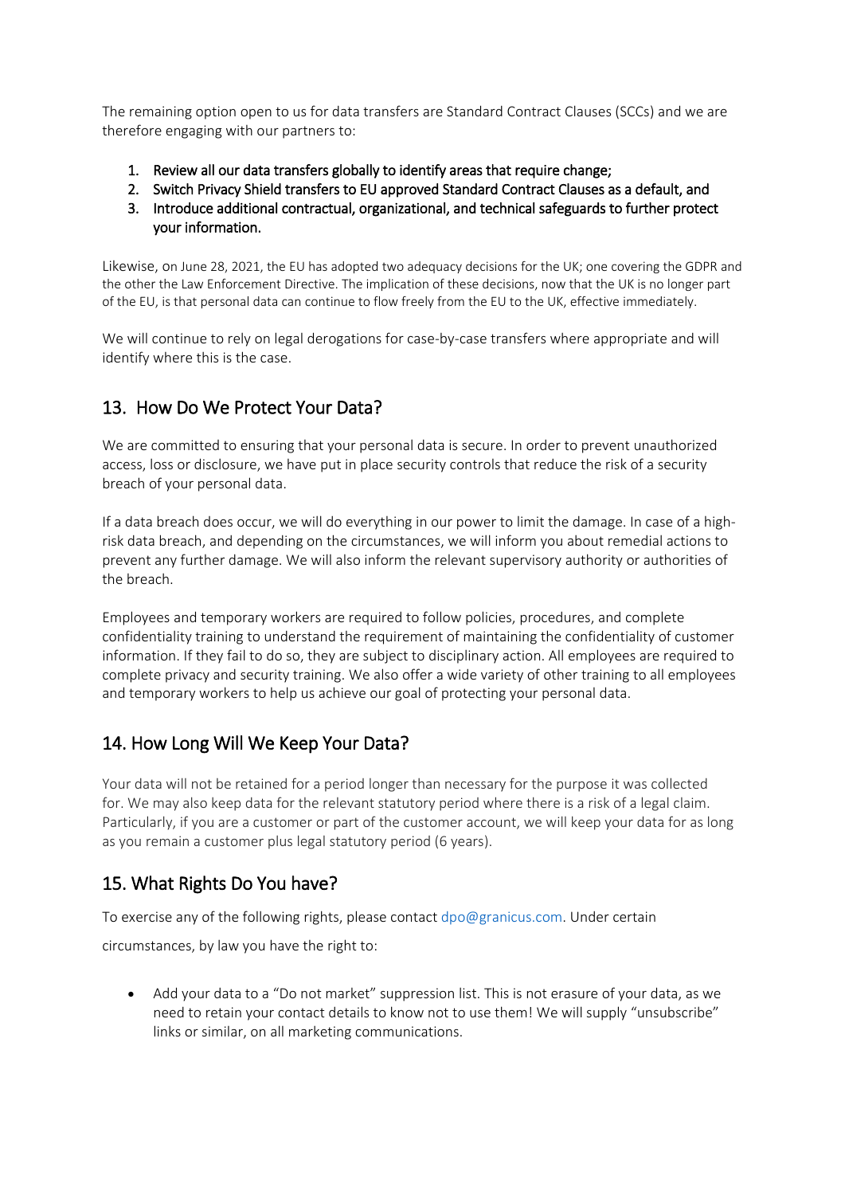The remaining option open to us for data transfers are Standard Contract Clauses (SCCs) and we are therefore engaging with our partners to:

1. **Review all our data transfers globally to identify areas that require change;**
2. **Switch Privacy Shield transfers to EU approved Standard Contract Clauses as a default, and**
3. **Introduce additional contractual, organizational, and technical safeguards to further protect your information.**

Likewise, on June 28, 2021, the EU has adopted two adequacy decisions for the UK; one covering the GDPR and the other the Law Enforcement Directive. The implication of these decisions, now that the UK is no longer part of the EU, is that personal data can continue to flow freely from the EU to the UK, effective immediately.

We will continue to rely on legal derogations for case-by-case transfers where appropriate and will identify where this is the case.

## 13. How Do We Protect Your Data?

We are committed to ensuring that your personal data is secure. In order to prevent unauthorized access, loss or disclosure, we have put in place security controls that reduce the risk of a security breach of your personal data.

If a data breach does occur, we will do everything in our power to limit the damage. In case of a high-risk data breach, and depending on the circumstances, we will inform you about remedial actions to prevent any further damage. We will also inform the relevant supervisory authority or authorities of the breach.

Employees and temporary workers are required to follow policies, procedures, and complete confidentiality training to understand the requirement of maintaining the confidentiality of customer information. If they fail to do so, they are subject to disciplinary action. All employees are required to complete privacy and security training. We also offer a wide variety of other training to all employees and temporary workers to help us achieve our goal of protecting your personal data.

## 14. How Long Will We Keep Your Data?

Your data will not be retained for a period longer than necessary for the purpose it was collected for. We may also keep data for the relevant statutory period where there is a risk of a legal claim. Particularly, if you are a customer or part of the customer account, we will keep your data for as long as you remain a customer plus legal statutory period (6 years).

## 15. What Rights Do You have?

To exercise any of the following rights, please contact dpo@granicus.com. Under certain circumstances, by law you have the right to:

- Add your data to a "Do not market" suppression list. This is not erasure of your data, as we need to retain your contact details to know not to use them! We will supply "unsubscribe" links or similar, on all marketing communications.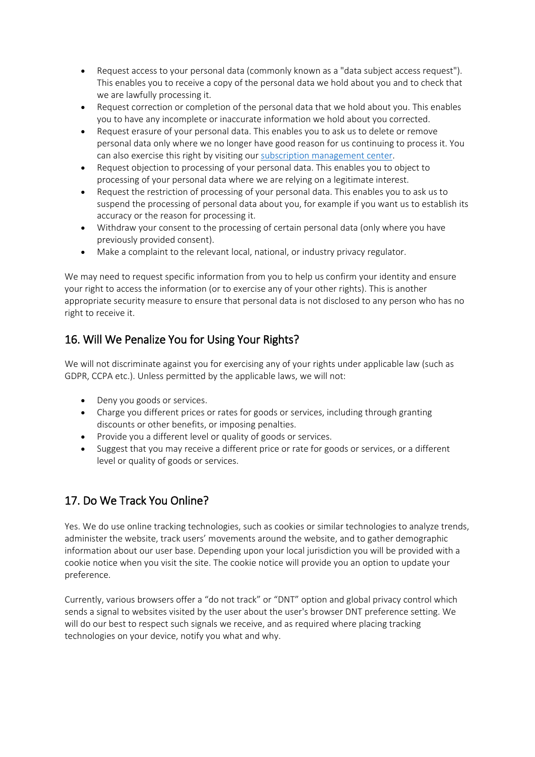- Request access to your personal data (commonly known as a "data subject access request"). This enables you to receive a copy of the personal data we hold about you and to check that we are lawfully processing it.
- Request correction or completion of the personal data that we hold about you. This enables you to have any incomplete or inaccurate information we hold about you corrected.
- Request erasure of your personal data. This enables you to ask us to delete or remove personal data only where we no longer have good reason for us continuing to process it. You can also exercise this right by visiting our subscription management center.
- Request objection to processing of your personal data. This enables you to object to processing of your personal data where we are relying on a legitimate interest.
- Request the restriction of processing of your personal data. This enables you to ask us to suspend the processing of personal data about you, for example if you want us to establish its accuracy or the reason for processing it.
- Withdraw your consent to the processing of certain personal data (only where you have previously provided consent).
- Make a complaint to the relevant local, national, or industry privacy regulator.

We may need to request specific information from you to help us confirm your identity and ensure your right to access the information (or to exercise any of your other rights). This is another appropriate security measure to ensure that personal data is not disclosed to any person who has no right to receive it.

## 16. Will We Penalize You for Using Your Rights?

We will not discriminate against you for exercising any of your rights under applicable law (such as GDPR, CCPA etc.). Unless permitted by the applicable laws, we will not:

- Deny you goods or services.
- Charge you different prices or rates for goods or services, including through granting discounts or other benefits, or imposing penalties.
- Provide you a different level or quality of goods or services.
- Suggest that you may receive a different price or rate for goods or services, or a different level or quality of goods or services.

## 17. Do We Track You Online?

Yes. We do use online tracking technologies, such as cookies or similar technologies to analyze trends, administer the website, track users' movements around the website, and to gather demographic information about our user base. Depending upon your local jurisdiction you will be provided with a cookie notice when you visit the site. The cookie notice will provide you an option to update your preference.

Currently, various browsers offer a "do not track" or "DNT" option and global privacy control which sends a signal to websites visited by the user about the user's browser DNT preference setting. We will do our best to respect such signals we receive, and as required where placing tracking technologies on your device, notify you what and why.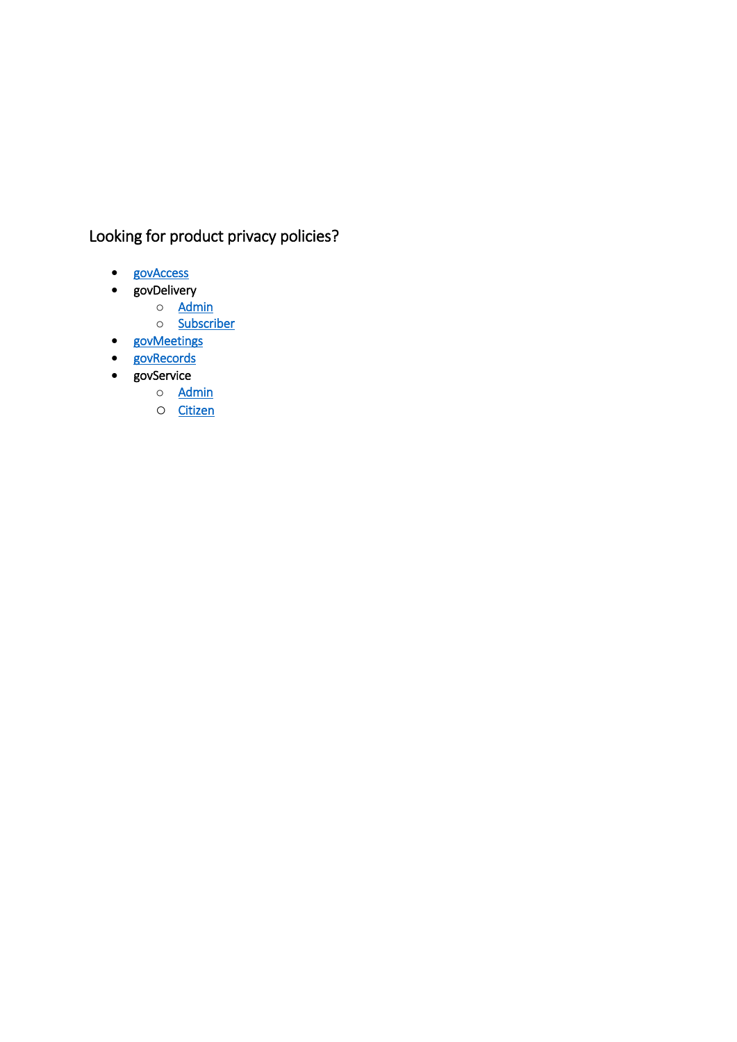## Looking for product privacy policies?

- govAccess
- govDelivery
  - Admin
  - Subscriber
- govMeetings
- govRecords
- govService
  - Admin
  - Citizen